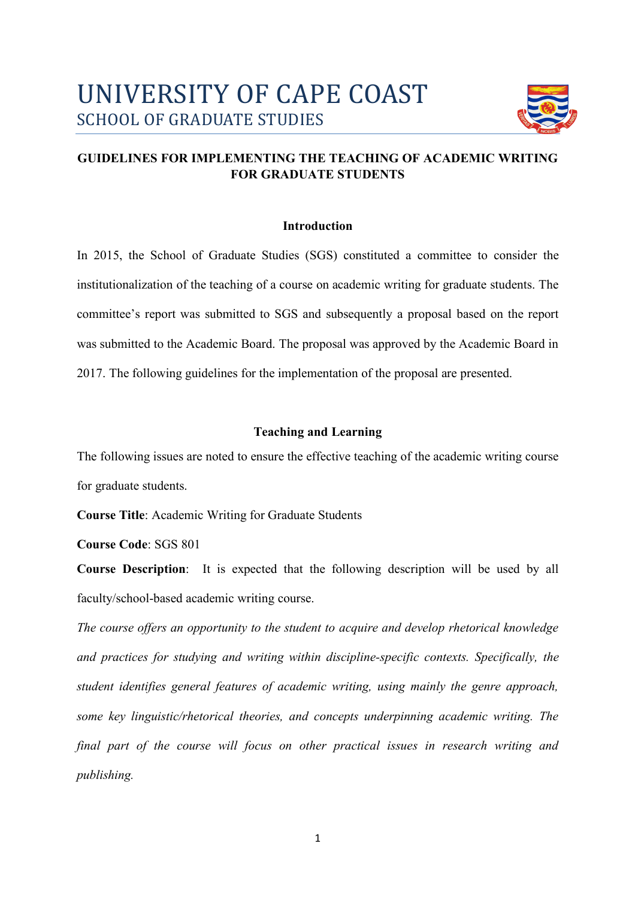# UNIVERSITY OF CAPE COAST
## SCHOOL OF GRADUATE STUDIES

## GUIDELINES FOR IMPLEMENTING THE TEACHING OF ACADEMIC WRITING FOR GRADUATE STUDENTS

### Introduction

In 2015, the School of Graduate Studies (SGS) constituted a committee to consider the institutionalization of the teaching of a course on academic writing for graduate students. The committee's report was submitted to SGS and subsequently a proposal based on the report was submitted to the Academic Board. The proposal was approved by the Academic Board in 2017. The following guidelines for the implementation of the proposal are presented.

### Teaching and Learning

The following issues are noted to ensure the effective teaching of the academic writing course for graduate students.

**Course Title**: Academic Writing for Graduate Students

**Course Code**: SGS 801

**Course Description**: It is expected that the following description will be used by all faculty/school-based academic writing course.

*The course offers an opportunity to the student to acquire and develop rhetorical knowledge and practices for studying and writing within discipline-specific contexts. Specifically, the student identifies general features of academic writing, using mainly the genre approach, some key linguistic/rhetorical theories, and concepts underpinning academic writing. The final part of the course will focus on other practical issues in research writing and publishing.*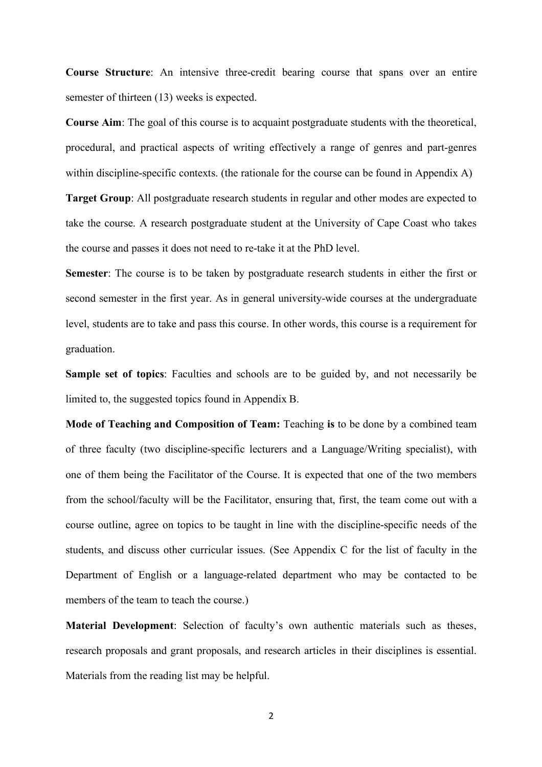**Course Structure**: An intensive three-credit bearing course that spans over an entire semester of thirteen (13) weeks is expected.

**Course Aim**: The goal of this course is to acquaint postgraduate students with the theoretical, procedural, and practical aspects of writing effectively a range of genres and part-genres within discipline-specific contexts. (the rationale for the course can be found in Appendix A)

**Target Group**: All postgraduate research students in regular and other modes are expected to take the course. A research postgraduate student at the University of Cape Coast who takes the course and passes it does not need to re-take it at the PhD level.

**Semester**: The course is to be taken by postgraduate research students in either the first or second semester in the first year. As in general university-wide courses at the undergraduate level, students are to take and pass this course. In other words, this course is a requirement for graduation.

**Sample set of topics**: Faculties and schools are to be guided by, and not necessarily be limited to, the suggested topics found in Appendix B.

**Mode of Teaching and Composition of Team:** Teaching **is** to be done by a combined team of three faculty (two discipline-specific lecturers and a Language/Writing specialist), with one of them being the Facilitator of the Course. It is expected that one of the two members from the school/faculty will be the Facilitator, ensuring that, first, the team come out with a course outline, agree on topics to be taught in line with the discipline-specific needs of the students, and discuss other curricular issues. (See Appendix C for the list of faculty in the Department of English or a language-related department who may be contacted to be members of the team to teach the course.)

**Material Development**: Selection of faculty's own authentic materials such as theses, research proposals and grant proposals, and research articles in their disciplines is essential. Materials from the reading list may be helpful.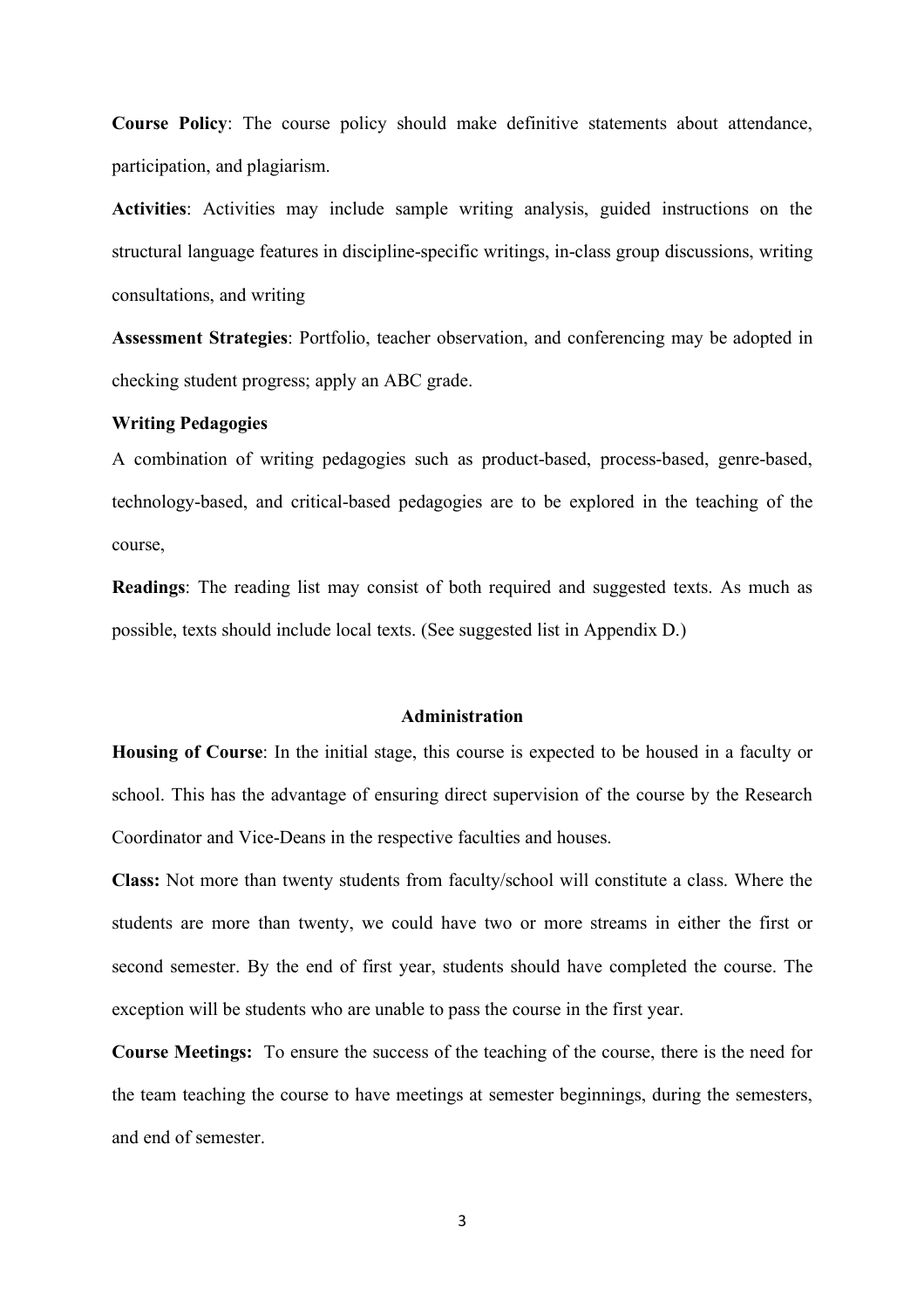**Course Policy**: The course policy should make definitive statements about attendance, participation, and plagiarism.

**Activities**: Activities may include sample writing analysis, guided instructions on the structural language features in discipline-specific writings, in-class group discussions, writing consultations, and writing

**Assessment Strategies**: Portfolio, teacher observation, and conferencing may be adopted in checking student progress; apply an ABC grade.

**Writing Pedagogies**

A combination of writing pedagogies such as product-based, process-based, genre-based, technology-based, and critical-based pedagogies are to be explored in the teaching of the course,

**Readings**: The reading list may consist of both required and suggested texts. As much as possible, texts should include local texts. (See suggested list in Appendix D.)

## Administration

**Housing of Course**: In the initial stage, this course is expected to be housed in a faculty or school. This has the advantage of ensuring direct supervision of the course by the Research Coordinator and Vice-Deans in the respective faculties and houses.

**Class:** Not more than twenty students from faculty/school will constitute a class. Where the students are more than twenty, we could have two or more streams in either the first or second semester. By the end of first year, students should have completed the course. The exception will be students who are unable to pass the course in the first year.

**Course Meetings:** To ensure the success of the teaching of the course, there is the need for the team teaching the course to have meetings at semester beginnings, during the semesters, and end of semester.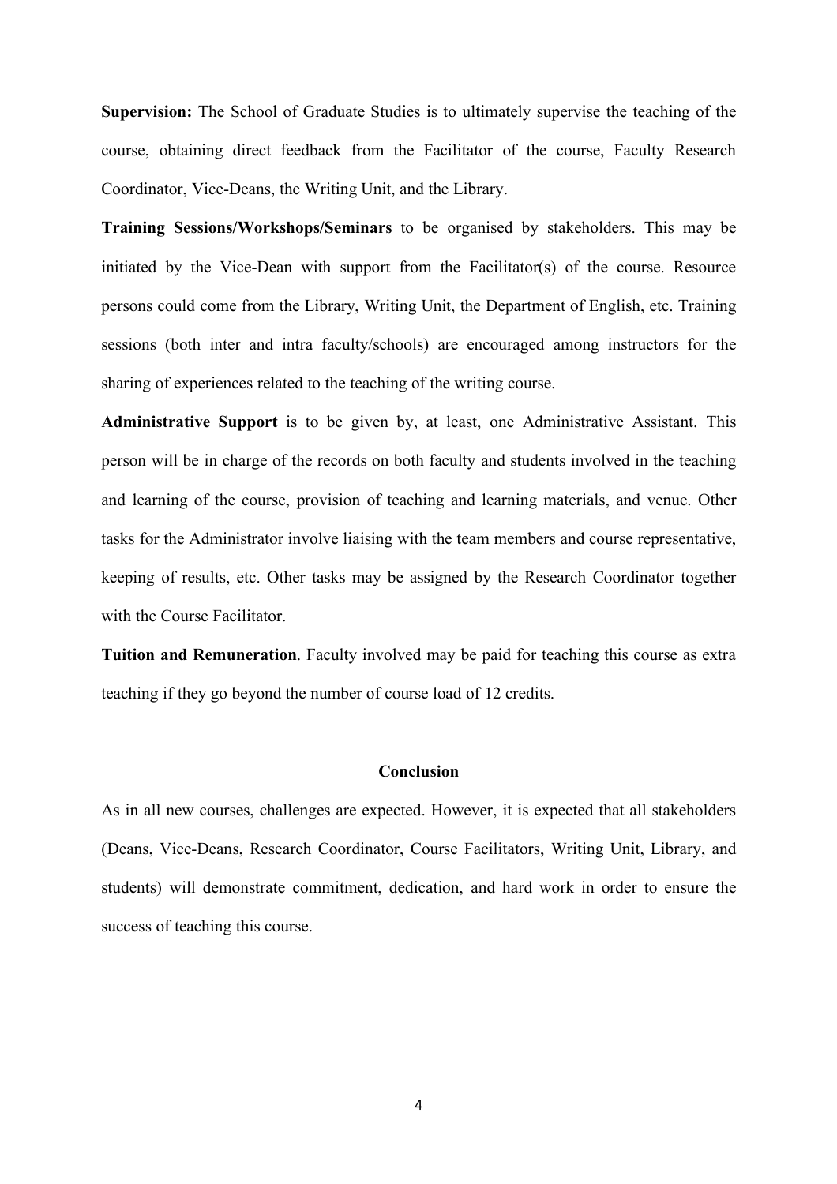**Supervision:** The School of Graduate Studies is to ultimately supervise the teaching of the course, obtaining direct feedback from the Facilitator of the course, Faculty Research Coordinator, Vice-Deans, the Writing Unit, and the Library.

**Training Sessions/Workshops/Seminars** to be organised by stakeholders. This may be initiated by the Vice-Dean with support from the Facilitator(s) of the course. Resource persons could come from the Library, Writing Unit, the Department of English, etc. Training sessions (both inter and intra faculty/schools) are encouraged among instructors for the sharing of experiences related to the teaching of the writing course.

**Administrative Support** is to be given by, at least, one Administrative Assistant. This person will be in charge of the records on both faculty and students involved in the teaching and learning of the course, provision of teaching and learning materials, and venue. Other tasks for the Administrator involve liaising with the team members and course representative, keeping of results, etc. Other tasks may be assigned by the Research Coordinator together with the Course Facilitator.

**Tuition and Remuneration**. Faculty involved may be paid for teaching this course as extra teaching if they go beyond the number of course load of 12 credits.

## Conclusion

As in all new courses, challenges are expected. However, it is expected that all stakeholders (Deans, Vice-Deans, Research Coordinator, Course Facilitators, Writing Unit, Library, and students) will demonstrate commitment, dedication, and hard work in order to ensure the success of teaching this course.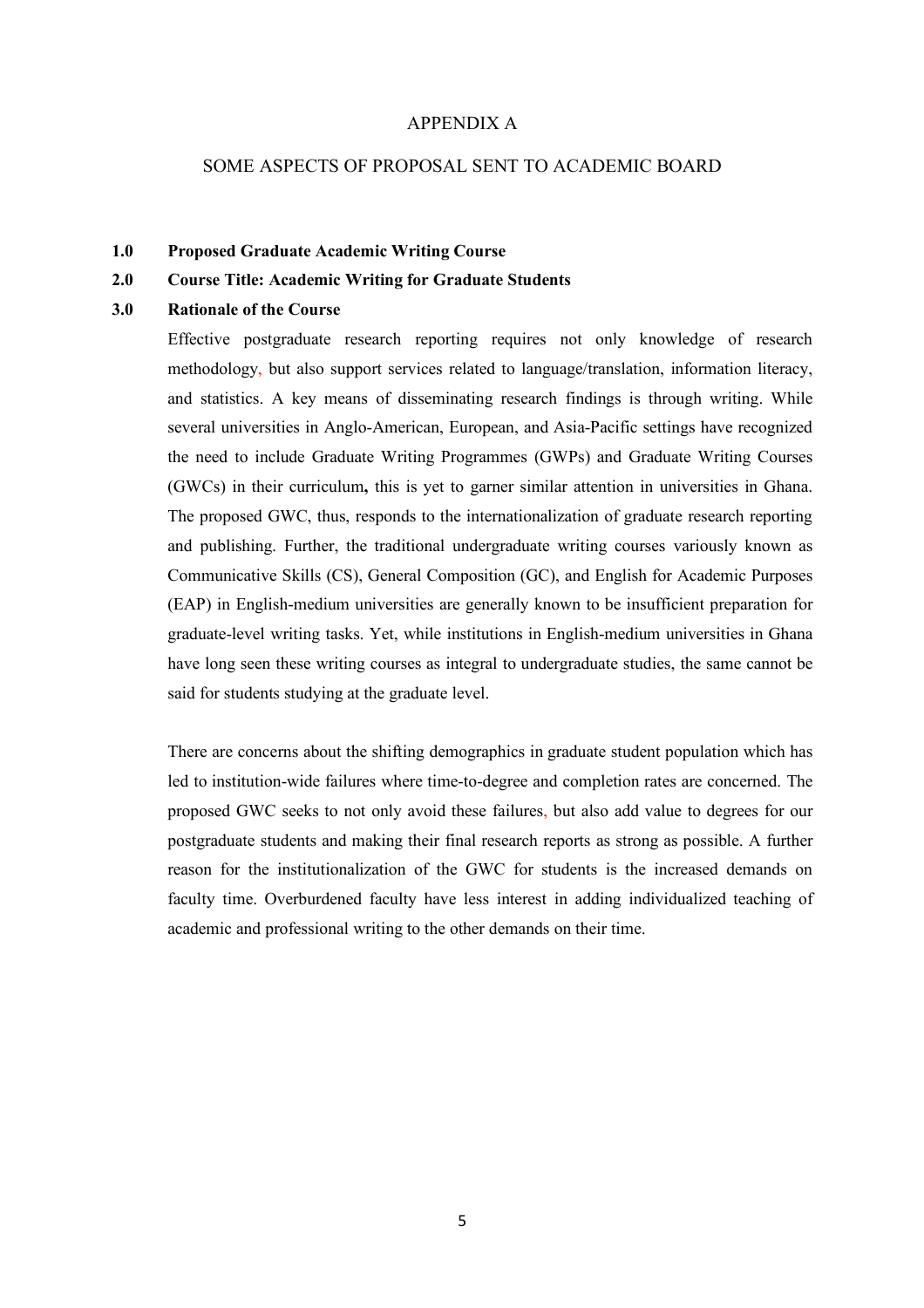APPENDIX A

SOME ASPECTS OF PROPOSAL SENT TO ACADEMIC BOARD

**1.0 Proposed Graduate Academic Writing Course**

**2.0 Course Title: Academic Writing for Graduate Students**

**3.0 Rationale of the Course**

Effective postgraduate research reporting requires not only knowledge of research methodology, but also support services related to language/translation, information literacy, and statistics. A key means of disseminating research findings is through writing. While several universities in Anglo-American, European, and Asia-Pacific settings have recognized the need to include Graduate Writing Programmes (GWPs) and Graduate Writing Courses (GWCs) in their curriculum**,** this is yet to garner similar attention in universities in Ghana. The proposed GWC, thus, responds to the internationalization of graduate research reporting and publishing. Further, the traditional undergraduate writing courses variously known as Communicative Skills (CS), General Composition (GC), and English for Academic Purposes (EAP) in English-medium universities are generally known to be insufficient preparation for graduate-level writing tasks. Yet, while institutions in English-medium universities in Ghana have long seen these writing courses as integral to undergraduate studies, the same cannot be said for students studying at the graduate level.

There are concerns about the shifting demographics in graduate student population which has led to institution-wide failures where time-to-degree and completion rates are concerned. The proposed GWC seeks to not only avoid these failures, but also add value to degrees for our postgraduate students and making their final research reports as strong as possible. A further reason for the institutionalization of the GWC for students is the increased demands on faculty time. Overburdened faculty have less interest in adding individualized teaching of academic and professional writing to the other demands on their time.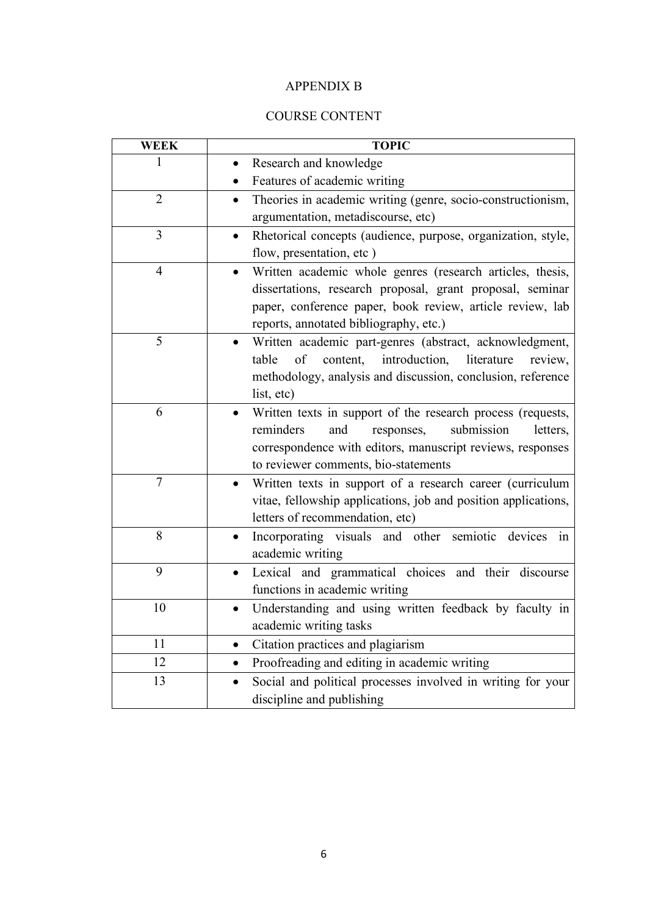APPENDIX B

COURSE CONTENT

| WEEK | TOPIC |
|---|---|
| 1 | • Research and knowledge<br>• Features of academic writing |
| 2 | • Theories in academic writing (genre, socio-constructionism, argumentation, metadiscourse, etc) |
| 3 | • Rhetorical concepts (audience, purpose, organization, style, flow, presentation, etc ) |
| 4 | • Written academic whole genres (research articles, thesis, dissertations, research proposal, grant proposal, seminar paper, conference paper, book review, article review, lab reports, annotated bibliography, etc.) |
| 5 | • Written academic part-genres (abstract, acknowledgment, table of content, introduction, literature review, methodology, analysis and discussion, conclusion, reference list, etc) |
| 6 | • Written texts in support of the research process (requests, reminders and responses, submission letters, correspondence with editors, manuscript reviews, responses to reviewer comments, bio-statements |
| 7 | • Written texts in support of a research career (curriculum vitae, fellowship applications, job and position applications, letters of recommendation, etc) |
| 8 | • Incorporating visuals and other semiotic devices in academic writing |
| 9 | • Lexical and grammatical choices and their discourse functions in academic writing |
| 10 | • Understanding and using written feedback by faculty in academic writing tasks |
| 11 | • Citation practices and plagiarism |
| 12 | • Proofreading and editing in academic writing |
| 13 | • Social and political processes involved in writing for your discipline and publishing |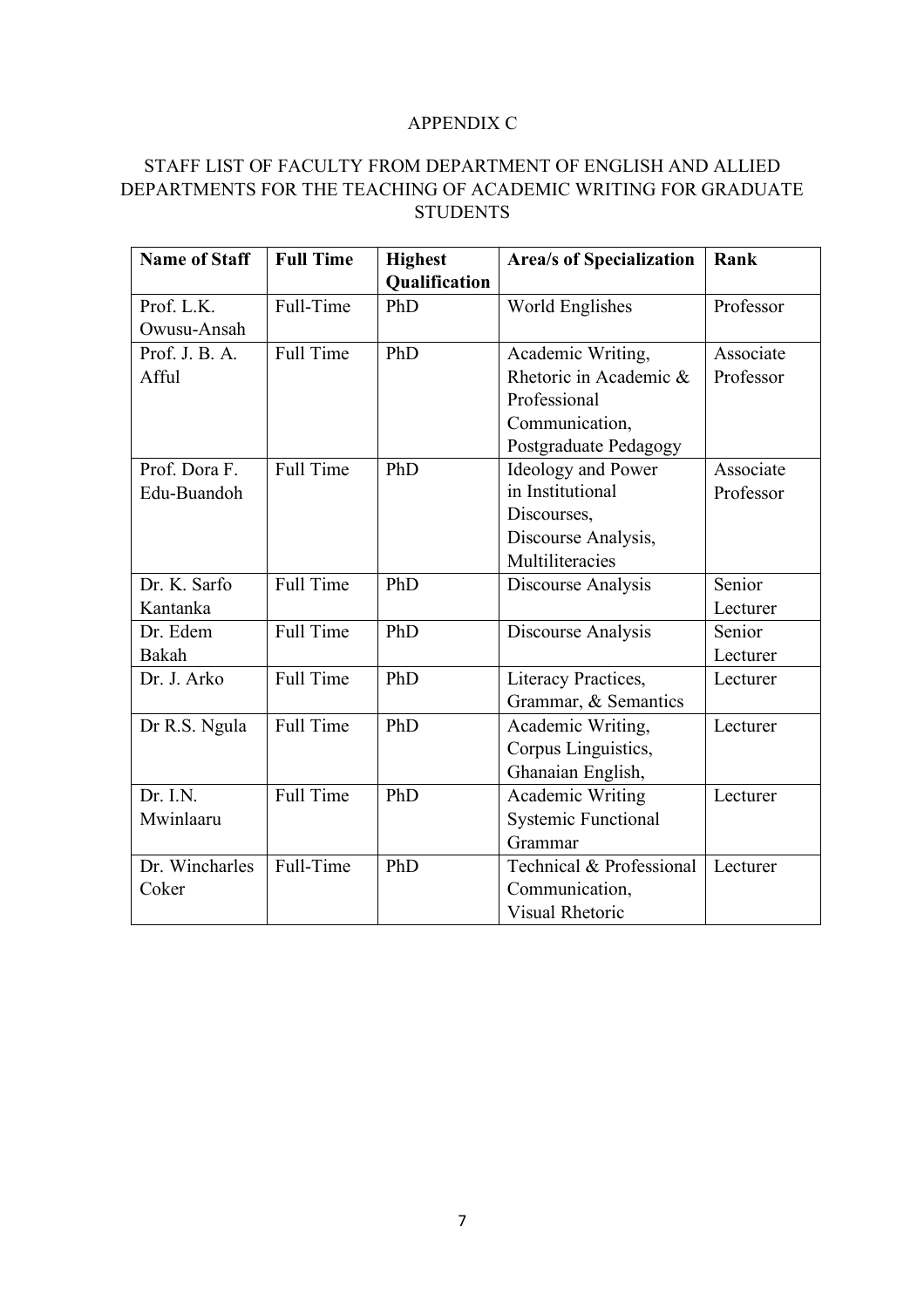# APPENDIX C

## STAFF LIST OF FACULTY FROM DEPARTMENT OF ENGLISH AND ALLIED DEPARTMENTS FOR THE TEACHING OF ACADEMIC WRITING FOR GRADUATE STUDENTS

| Name of Staff | Full Time | Highest Qualification | Area/s of Specialization | Rank |
|---|---|---|---|---|
| Prof. L.K. Owusu-Ansah | Full-Time | PhD | World Englishes | Professor |
| Prof. J. B. A. Afful | Full Time | PhD | Academic Writing, Rhetoric in Academic & Professional Communication, Postgraduate Pedagogy | Associate Professor |
| Prof. Dora F. Edu-Buandoh | Full Time | PhD | Ideology and Power in Institutional Discourses, Discourse Analysis, Multiliteracies | Associate Professor |
| Dr. K. Sarfo Kantanka | Full Time | PhD | Discourse Analysis | Senior Lecturer |
| Dr. Edem Bakah | Full Time | PhD | Discourse Analysis | Senior Lecturer |
| Dr. J. Arko | Full Time | PhD | Literacy Practices, Grammar, & Semantics | Lecturer |
| Dr R.S. Ngula | Full Time | PhD | Academic Writing, Corpus Linguistics, Ghanaian English, | Lecturer |
| Dr. I.N. Mwinlaaru | Full Time | PhD | Academic Writing Systemic Functional Grammar | Lecturer |
| Dr. Wincharles Coker | Full-Time | PhD | Technical & Professional Communication, Visual Rhetoric | Lecturer |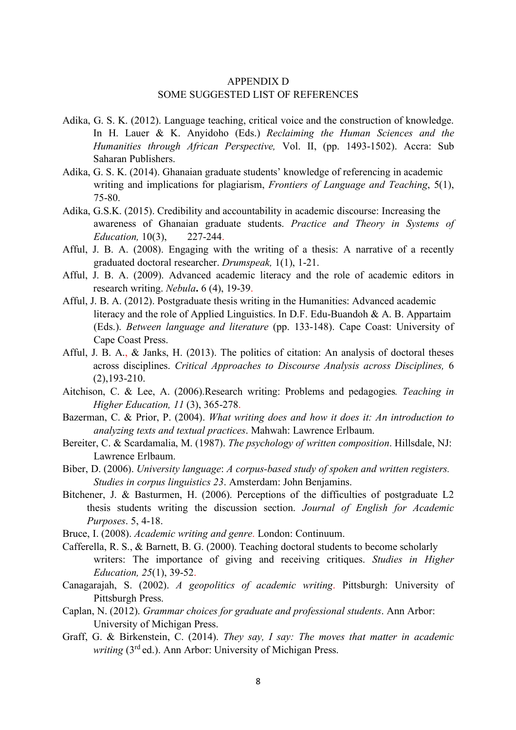# APPENDIX D
## SOME SUGGESTED LIST OF REFERENCES

Adika, G. S. K. (2012). Language teaching, critical voice and the construction of knowledge. In H. Lauer & K. Anyidoho (Eds.) *Reclaiming the Human Sciences and the Humanities through African Perspective,* Vol. II, (pp. 1493-1502). Accra: Sub Saharan Publishers.

Adika, G. S. K. (2014). Ghanaian graduate students' knowledge of referencing in academic writing and implications for plagiarism, *Frontiers of Language and Teaching*, 5(1), 75-80.

Adika, G.S.K. (2015). Credibility and accountability in academic discourse: Increasing the awareness of Ghanaian graduate students. *Practice and Theory in Systems of Education,* 10(3), 227-244.

Afful, J. B. A. (2008). Engaging with the writing of a thesis: A narrative of a recently graduated doctoral researcher. *Drumspeak,* 1(1), 1-21.

Afful, J. B. A. (2009). Advanced academic literacy and the role of academic editors in research writing. *Nebula***.** 6 (4), 19-39.

Afful, J. B. A. (2012). Postgraduate thesis writing in the Humanities: Advanced academic literacy and the role of Applied Linguistics. In D.F. Edu-Buandoh & A. B. Appartaim (Eds.). *Between language and literature* (pp. 133-148). Cape Coast: University of Cape Coast Press.

Afful, J. B. A., & Janks, H. (2013). The politics of citation: An analysis of doctoral theses across disciplines. *Critical Approaches to Discourse Analysis across Disciplines,* 6 (2),193-210.

Aitchison, C. & Lee, A. (2006).Research writing: Problems and pedagogies*. Teaching in Higher Education, 11* (3), 365-278.

Bazerman, C. & Prior, P. (2004). *What writing does and how it does it: An introduction to analyzing texts and textual practices*. Mahwah: Lawrence Erlbaum.

Bereiter, C. & Scardamalia, M. (1987). *The psychology of written composition*. Hillsdale, NJ: Lawrence Erlbaum.

Biber, D. (2006). *University language*: *A corpus-based study of spoken and written registers. Studies in corpus linguistics 23*. Amsterdam: John Benjamins.

Bitchener, J. & Basturmen, H. (2006). Perceptions of the difficulties of postgraduate L2 thesis students writing the discussion section. *Journal of English for Academic Purposes*. 5, 4-18.

Bruce, I. (2008). *Academic writing and genre*. London: Continuum.

Cafferella, R. S., & Barnett, B. G. (2000). Teaching doctoral students to become scholarly writers: The importance of giving and receiving critiques. *Studies in Higher Education, 25*(1), 39-52.

Canagarajah, S. (2002). *A geopolitics of academic writing*. Pittsburgh: University of Pittsburgh Press.

Caplan, N. (2012). *Grammar choices for graduate and professional students*. Ann Arbor: University of Michigan Press.

Graff, G. & Birkenstein, C. (2014). *They say, I say: The moves that matter in academic writing* (3rd ed.). Ann Arbor: University of Michigan Press.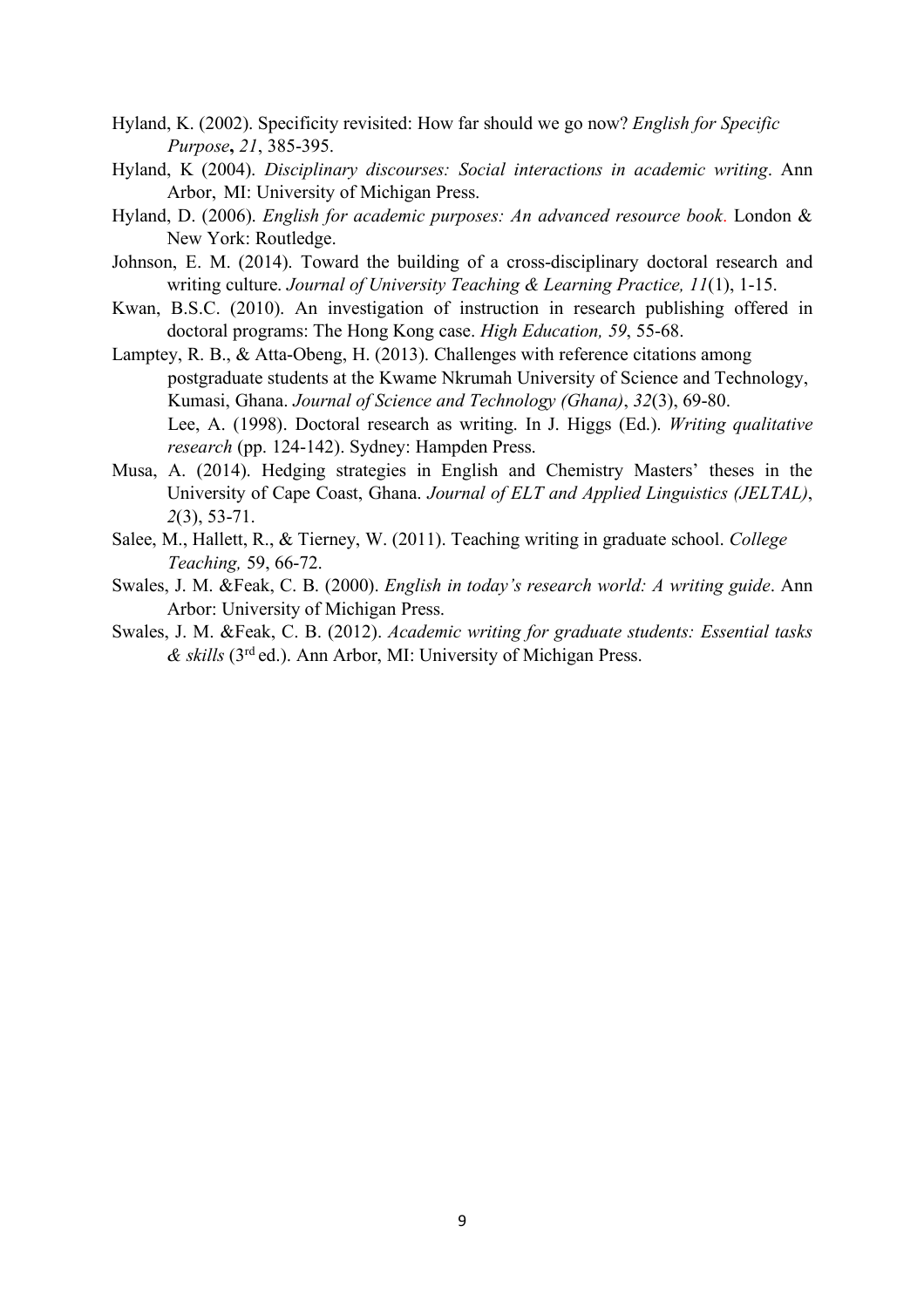Hyland, K. (2002). Specificity revisited: How far should we go now? *English for Specific Purpose***,** *21*, 385-395.

Hyland, K (2004). *Disciplinary discourses: Social interactions in academic writing*. Ann Arbor, MI: University of Michigan Press.

Hyland, D. (2006). *English for academic purposes: An advanced resource book*. London & New York: Routledge.

Johnson, E. M. (2014). Toward the building of a cross-disciplinary doctoral research and writing culture. *Journal of University Teaching & Learning Practice, 11*(1), 1-15.

Kwan, B.S.C. (2010). An investigation of instruction in research publishing offered in doctoral programs: The Hong Kong case. *High Education, 59*, 55-68.

Lamptey, R. B., & Atta-Obeng, H. (2013). Challenges with reference citations among postgraduate students at the Kwame Nkrumah University of Science and Technology, Kumasi, Ghana. *Journal of Science and Technology (Ghana)*, *32*(3), 69-80.
Lee, A. (1998). Doctoral research as writing. In J. Higgs (Ed.). *Writing qualitative research* (pp. 124-142). Sydney: Hampden Press.

Musa, A. (2014). Hedging strategies in English and Chemistry Masters' theses in the University of Cape Coast, Ghana. *Journal of ELT and Applied Linguistics (JELTAL)*, *2*(3), 53-71.

Salee, M., Hallett, R., & Tierney, W. (2011). Teaching writing in graduate school. *College Teaching,* 59, 66-72.

Swales, J. M. &Feak, C. B. (2000). *English in today's research world: A writing guide*. Ann Arbor: University of Michigan Press.

Swales, J. M. &Feak, C. B. (2012). *Academic writing for graduate students: Essential tasks & skills* (3rd ed.). Ann Arbor, MI: University of Michigan Press.